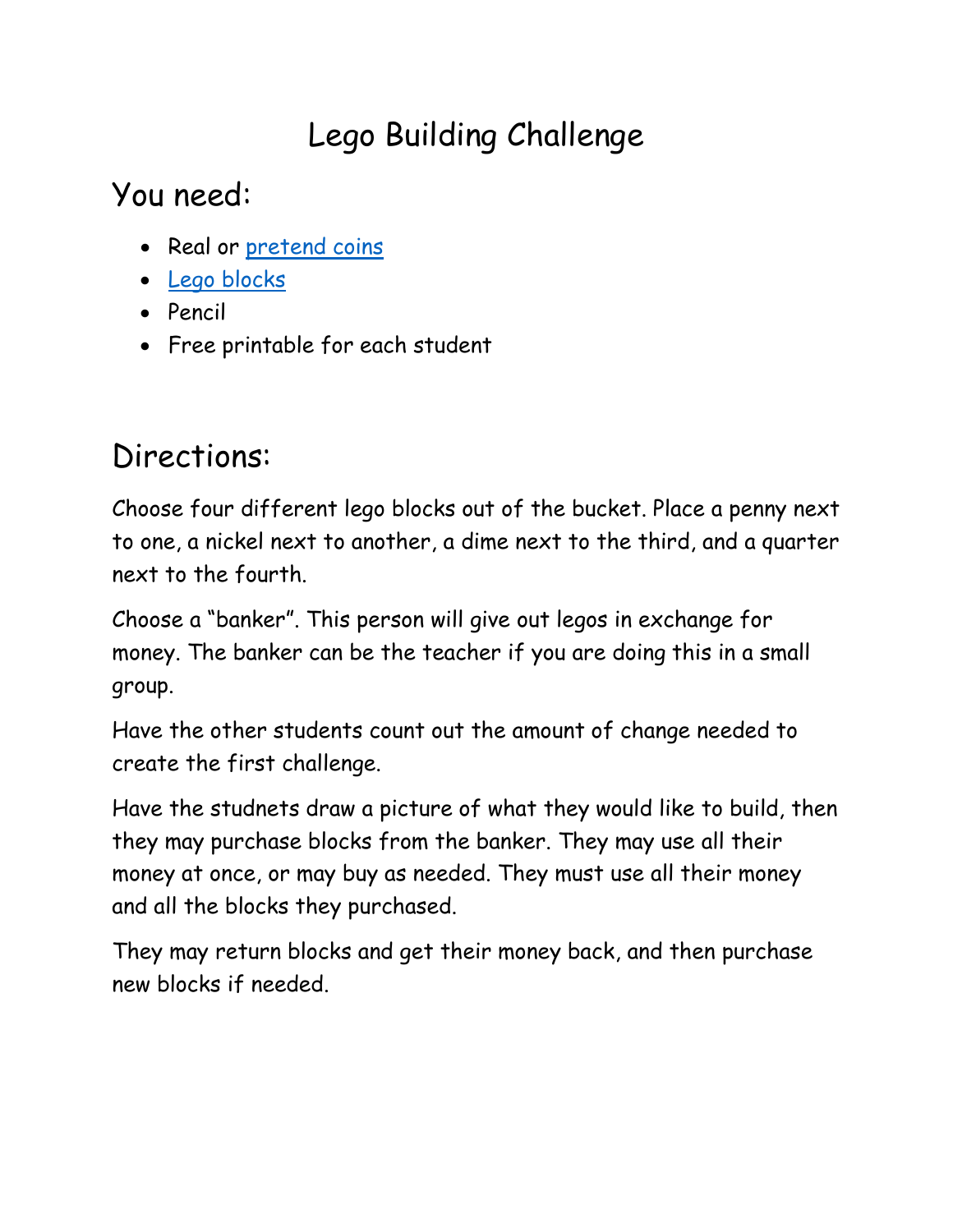# Lego Building Challenge

## You need:

- Real or pretend coins
- Lego blocks
- Pencil
- Free printable for each student

## Directions:

Choose four different lego blocks out of the bucket. Place a penny next to one, a nickel next to another, a dime next to the third, and a quarter next to the fourth.

Choose a "banker". This person will give out legos in exchange for money. The banker can be the teacher if you are doing this in a small group.

Have the other students count out the amount of change needed to create the first challenge.

Have the studnets draw a picture of what they would like to build, then they may purchase blocks from the banker. They may use all their money at once, or may buy as needed. They must use all their money and all the blocks they purchased.

They may return blocks and get their money back, and then purchase new blocks if needed.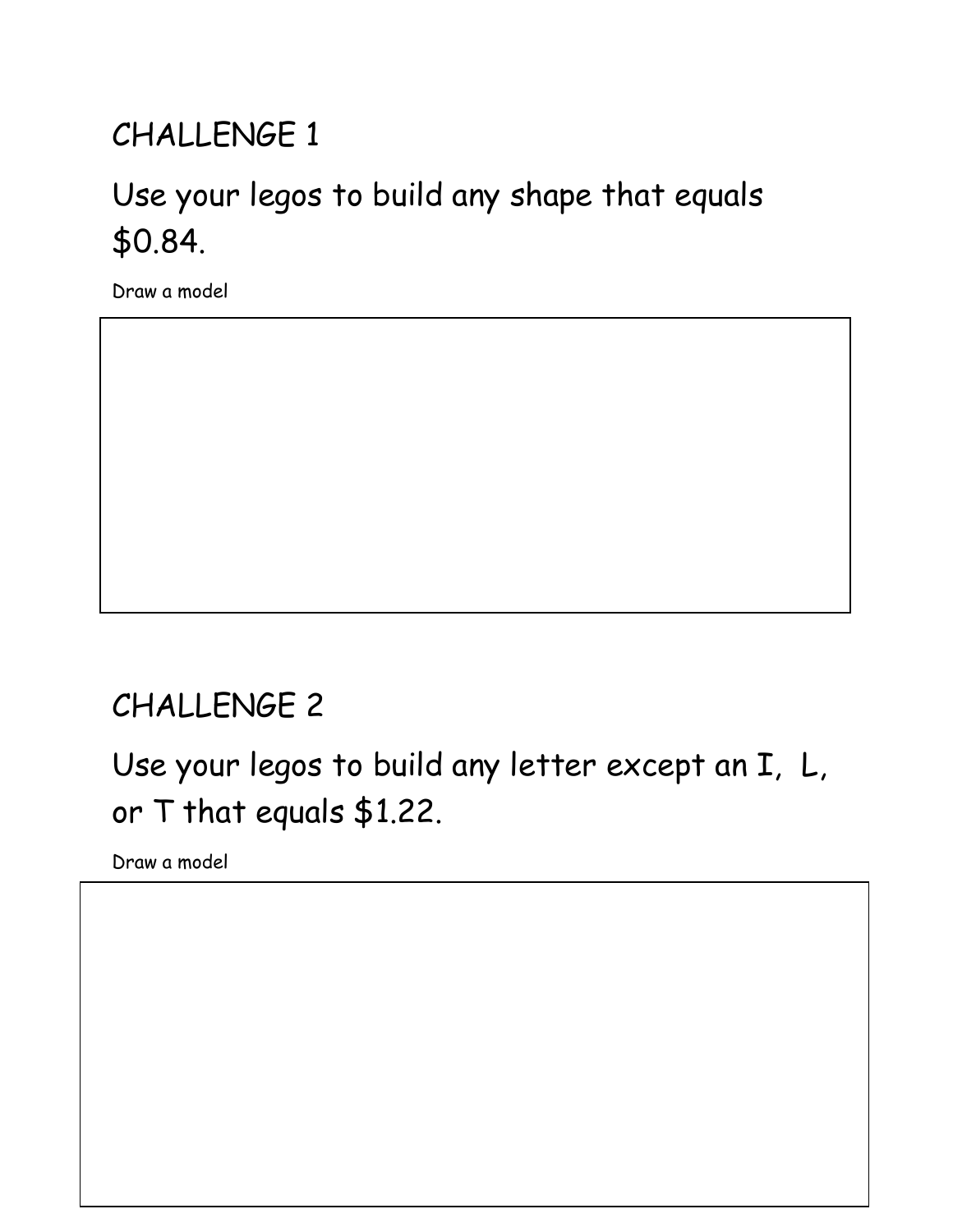## CHALLENGE 1

Use your legos to build any shape that equals $0.84.

Draw a model

## CHALLENGE 2

Use your legos to build any letter except an I, L, or T that equals $1.22.

Draw a model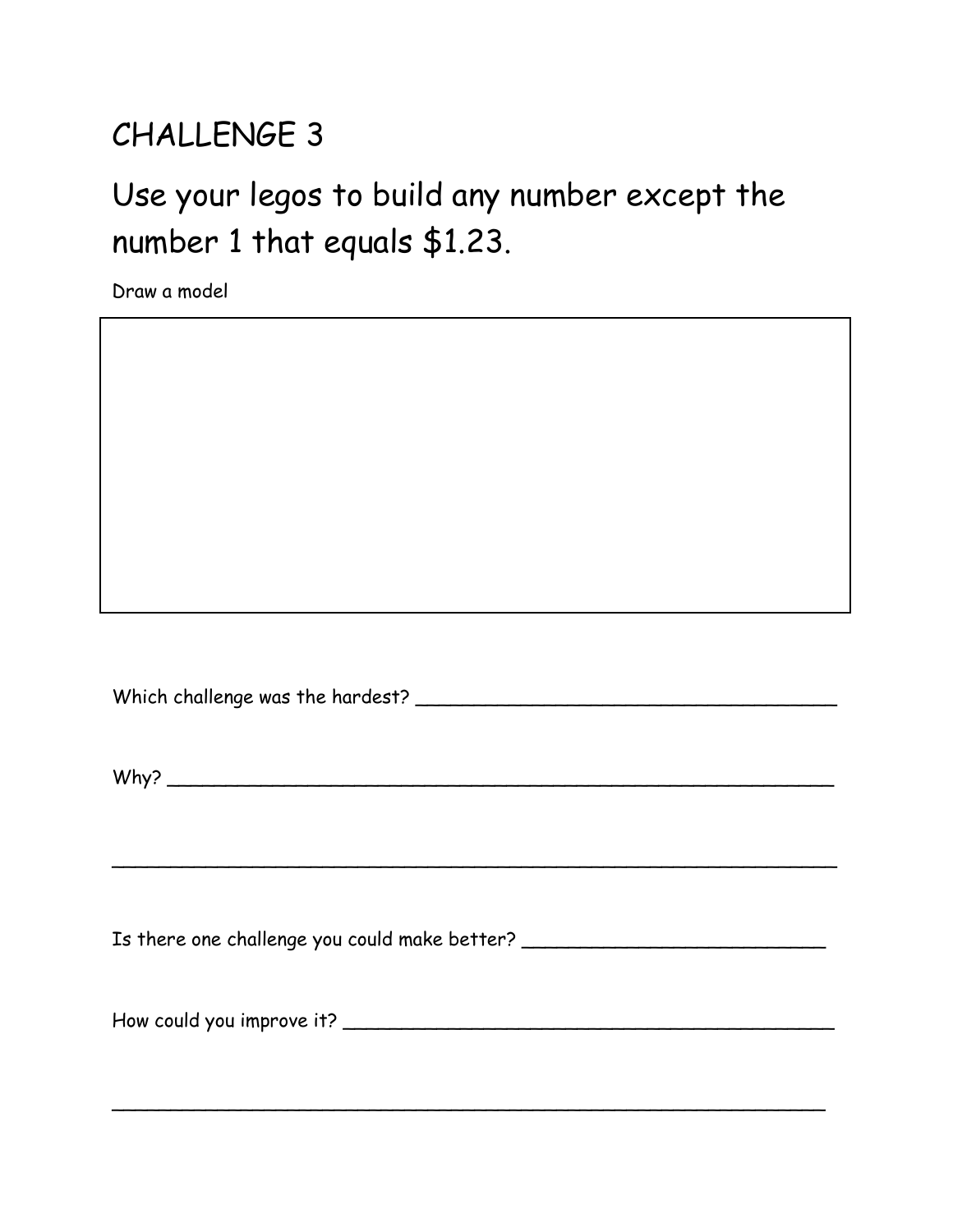# CHALLENGE 3

## Use your legos to build any number except the number 1 that equals $1.23.

Draw a model

Which challenge was the hardest? ______________________________________

Why? ____________________________________________________________

_________________________________________________________________

Is there one challenge you could make better? ___________________________

How could you improve it? ___________________________________________

_________________________________________________________________